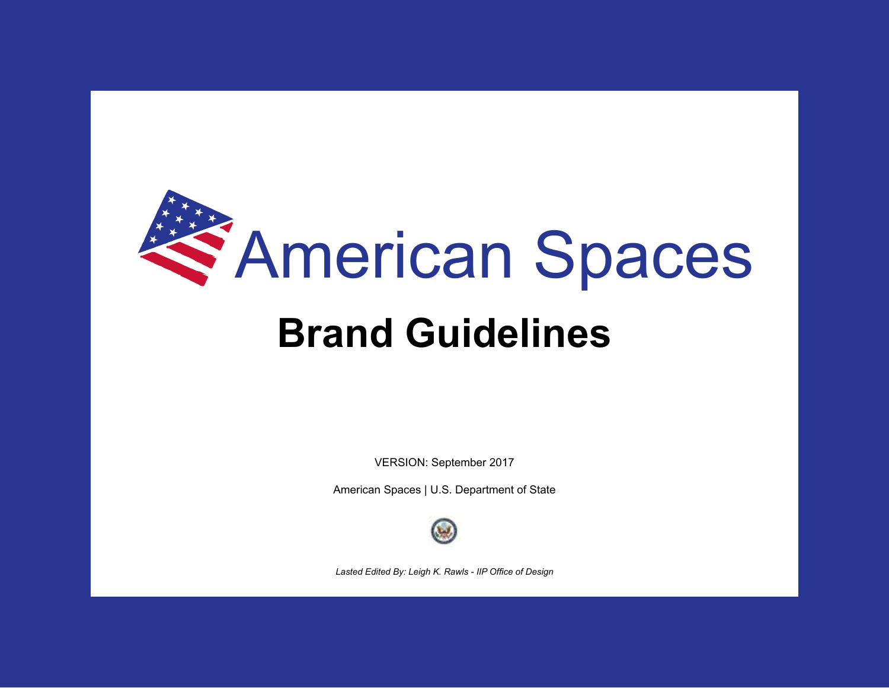# American Spaces

## Brand Guidelines

VERSION: September 2017

American Spaces | U.S. Department of State

*Lasted Edited By: Leigh K. Rawls - IIP Office of Design*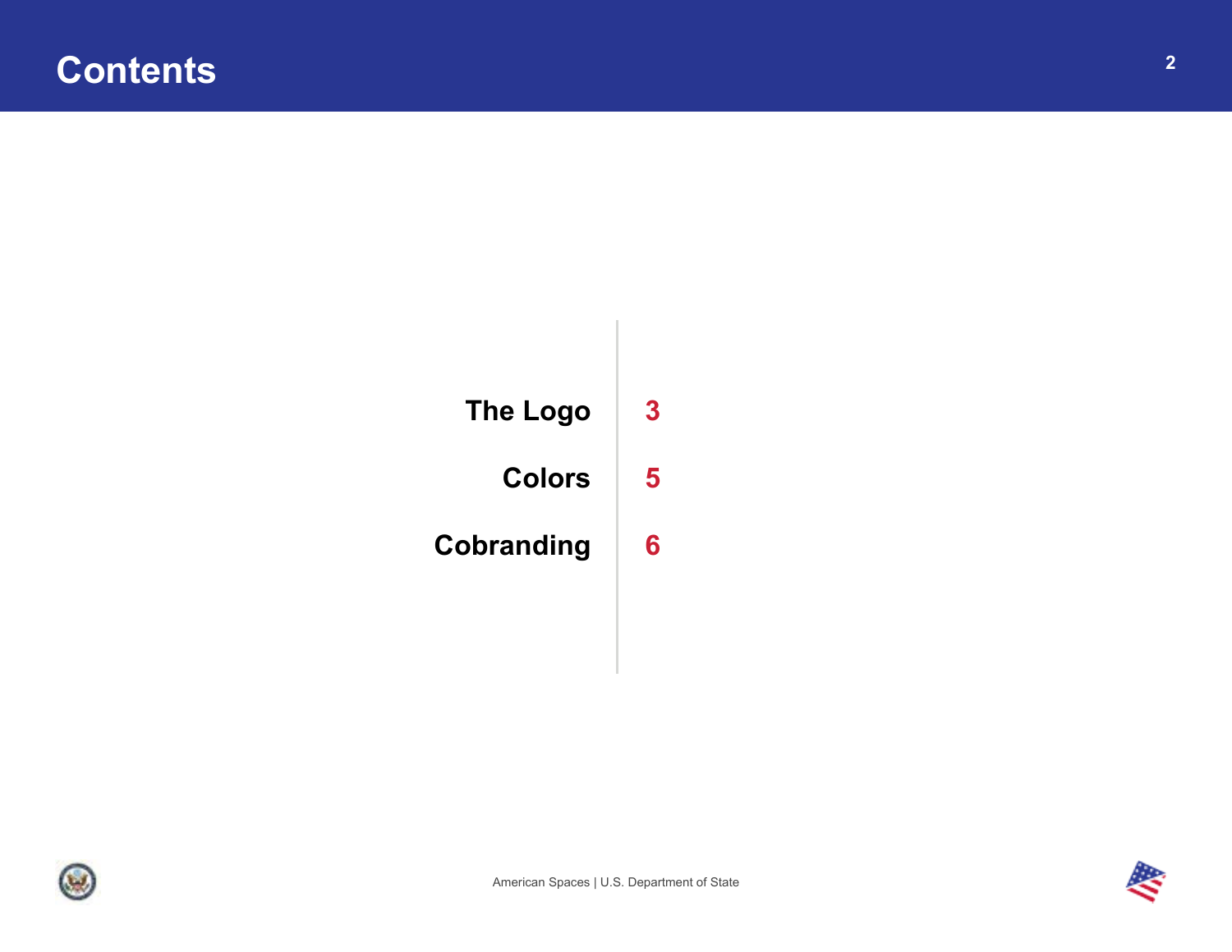# Contents

| | |
|---|---|
| The Logo | 3 |
| Colors | 5 |
| Cobranding | 6 |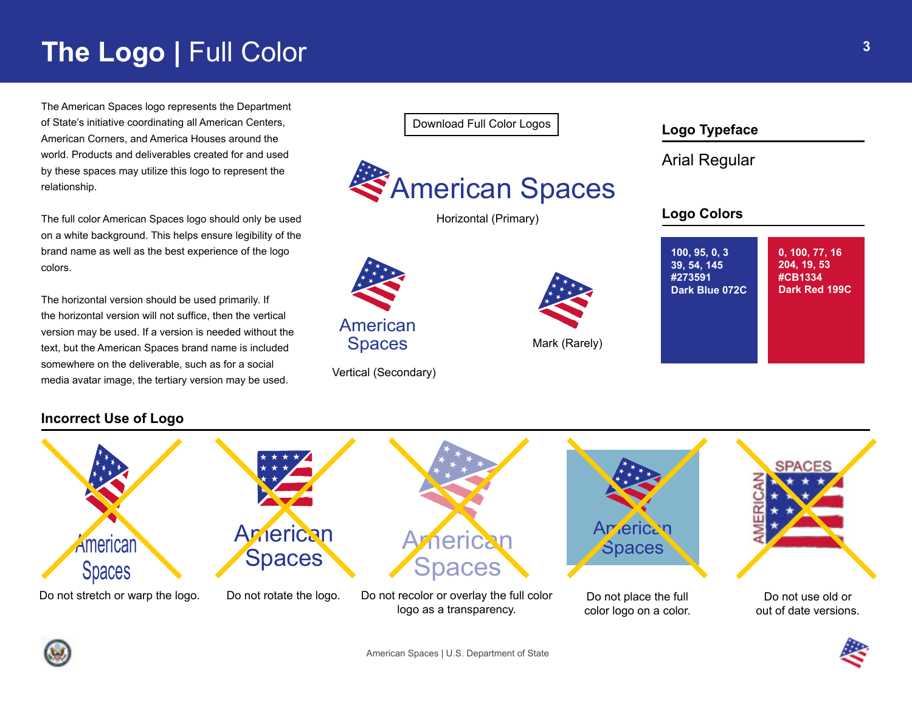# The Logo | Full Color

The American Spaces logo represents the Department of State's initiative coordinating all American Centers, American Corners, and America Houses around the world. Products and deliverables created for and used by these spaces may utilize this logo to represent the relationship.

The full color American Spaces logo should only be used on a white background. This helps ensure legibility of the brand name as well as the best experience of the logo colors.

The horizontal version should be used primarily. If the horizontal version will not suffice, then the vertical version may be used. If a version is needed without the text, but the American Spaces brand name is included somewhere on the deliverable, such as for a social media avatar image, the tertiary version may be used.

Download Full Color Logos

American Spaces

Horizontal (Primary)

American Spaces

Vertical (Secondary)

Mark (Rarely)

## Logo Typeface

Arial Regular

## Logo Colors

| Dark Blue | Dark Red |
|---|---|
| 100, 95, 0, 3 | 0, 100, 77, 16 |
| 39, 54, 145 | 204, 19, 53 |
| #273591 | #CB1334 |
| Dark Blue 072C | Dark Red 199C |

## Incorrect Use of Logo

- Do not stretch or warp the logo.
- Do not rotate the logo.
- Do not recolor or overlay the full color logo as a transparency.
- Do not place the full color logo on a color.
- Do not use old or out of date versions.

American Spaces | U.S. Department of State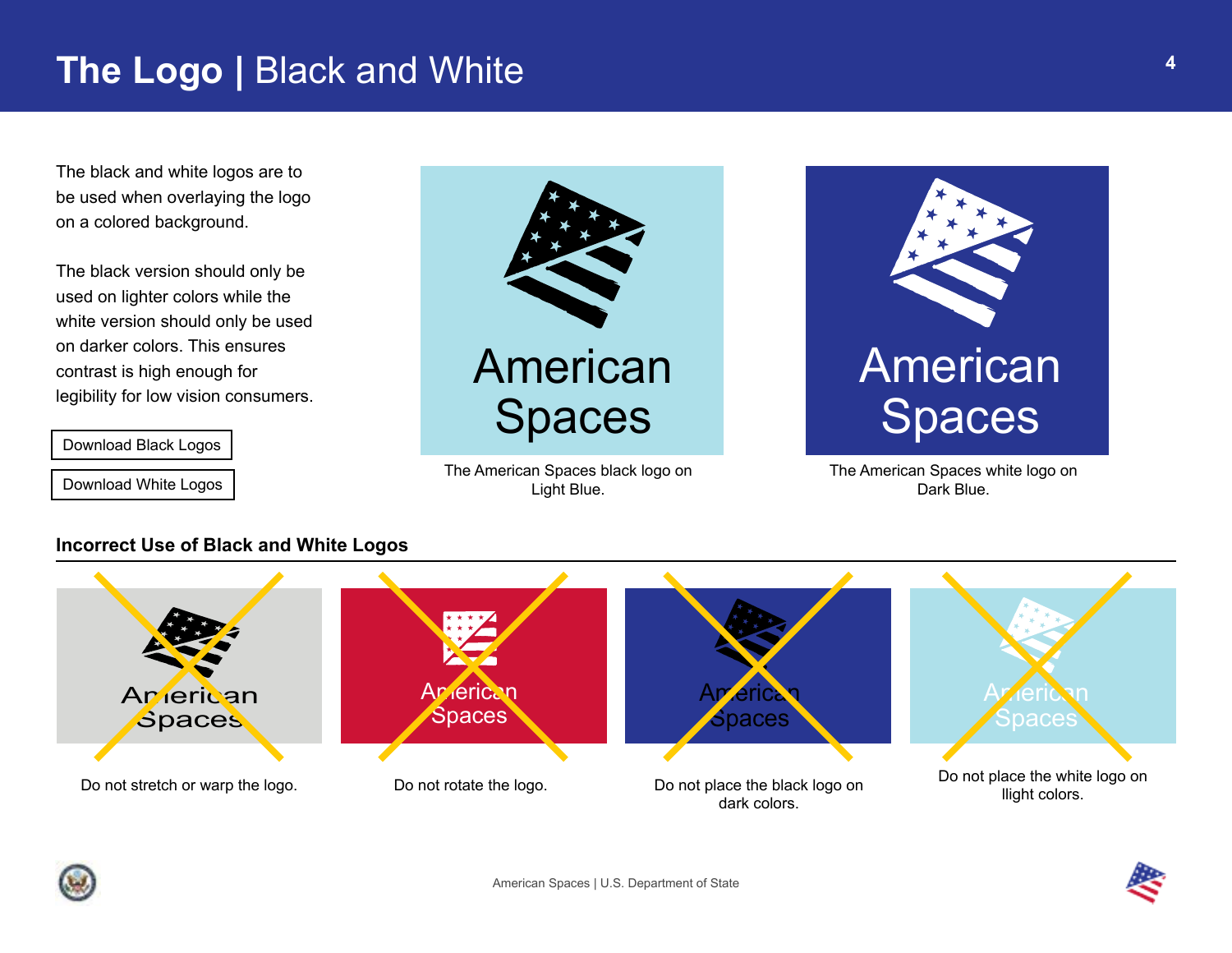# **The Logo** | Black and White

The black and white logos are to be used when overlaying the logo on a colored background.

The black version should only be used on lighter colors while the white version should only be used on darker colors. This ensures contrast is high enough for legibility for low vision consumers.

Download Black Logos

Download White Logos

The American Spaces black logo on Light Blue.

The American Spaces white logo on Dark Blue.

## Incorrect Use of Black and White Logos

Do not stretch or warp the logo.

Do not rotate the logo.

Do not place the black logo on dark colors.

Do not place the white logo on llight colors.

American Spaces | U.S. Department of State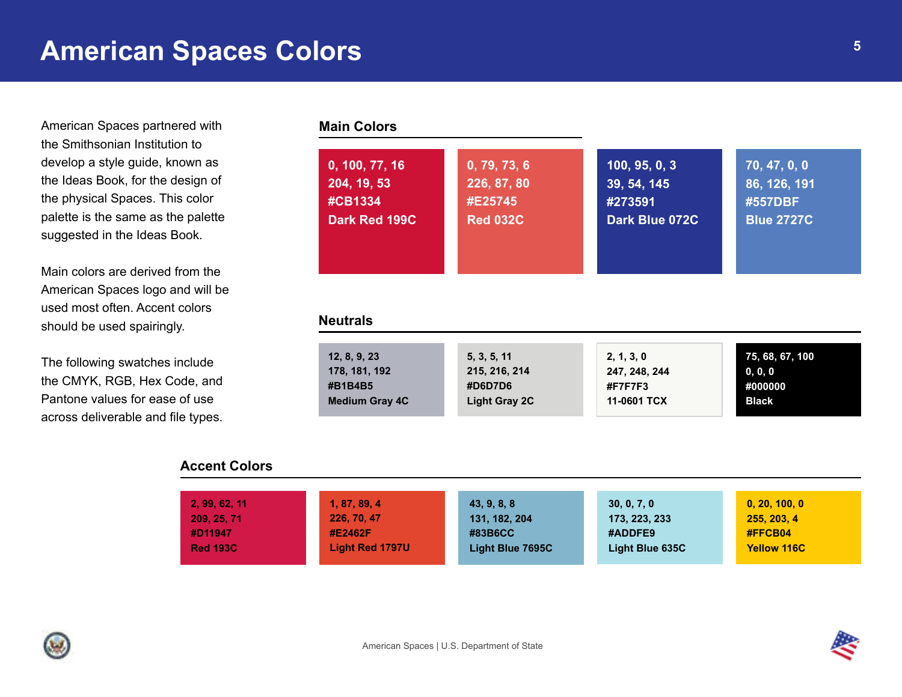# American Spaces Colors

American Spaces partnered with the Smithsonian Institution to develop a style guide, known as the Ideas Book, for the design of the physical Spaces. This color palette is the same as the palette suggested in the Ideas Book.

Main colors are derived from the American Spaces logo and will be used most often. Accent colors should be used spairingly.

The following swatches include the CMYK, RGB, Hex Code, and Pantone values for ease of use across deliverable and file types.

## Main Colors

| CMYK | RGB | Hex | Pantone |
|---|---|---|---|
| 0, 100, 77, 16 | 204, 19, 53 | #CB1334 | Dark Red 199C |
| 0, 79, 73, 6 | 226, 87, 80 | #E25745 | Red 032C |
| 100, 95, 0, 3 | 39, 54, 145 | #273591 | Dark Blue 072C |
| 70, 47, 0, 0 | 86, 126, 191 | #557DBF | Blue 2727C |

## Neutrals

| CMYK | RGB | Hex | Pantone |
|---|---|---|---|
| 12, 8, 9, 23 | 178, 181, 192 | #B1B4B5 | Medium Gray 4C |
| 5, 3, 5, 11 | 215, 216, 214 | #D6D7D6 | Light Gray 2C |
| 2, 1, 3, 0 | 247, 248, 244 | #F7F7F3 | 11-0601 TCX |
| 75, 68, 67, 100 | 0, 0, 0 | #000000 | Black |

## Accent Colors

| CMYK | RGB | Hex | Pantone |
|---|---|---|---|
| 2, 99, 62, 11 | 209, 25, 71 | #D11947 | Red 193C |
| 1, 87, 89, 4 | 226, 70, 47 | #E2462F | Light Red 1797U |
| 43, 9, 8, 8 | 131, 182, 204 | #83B6CC | Light Blue 7695C |
| 30, 0, 7, 0 | 173, 223, 233 | #ADDFE9 | Light Blue 635C |
| 0, 20, 100, 0 | 255, 203, 4 | #FFCB04 | Yellow 116C |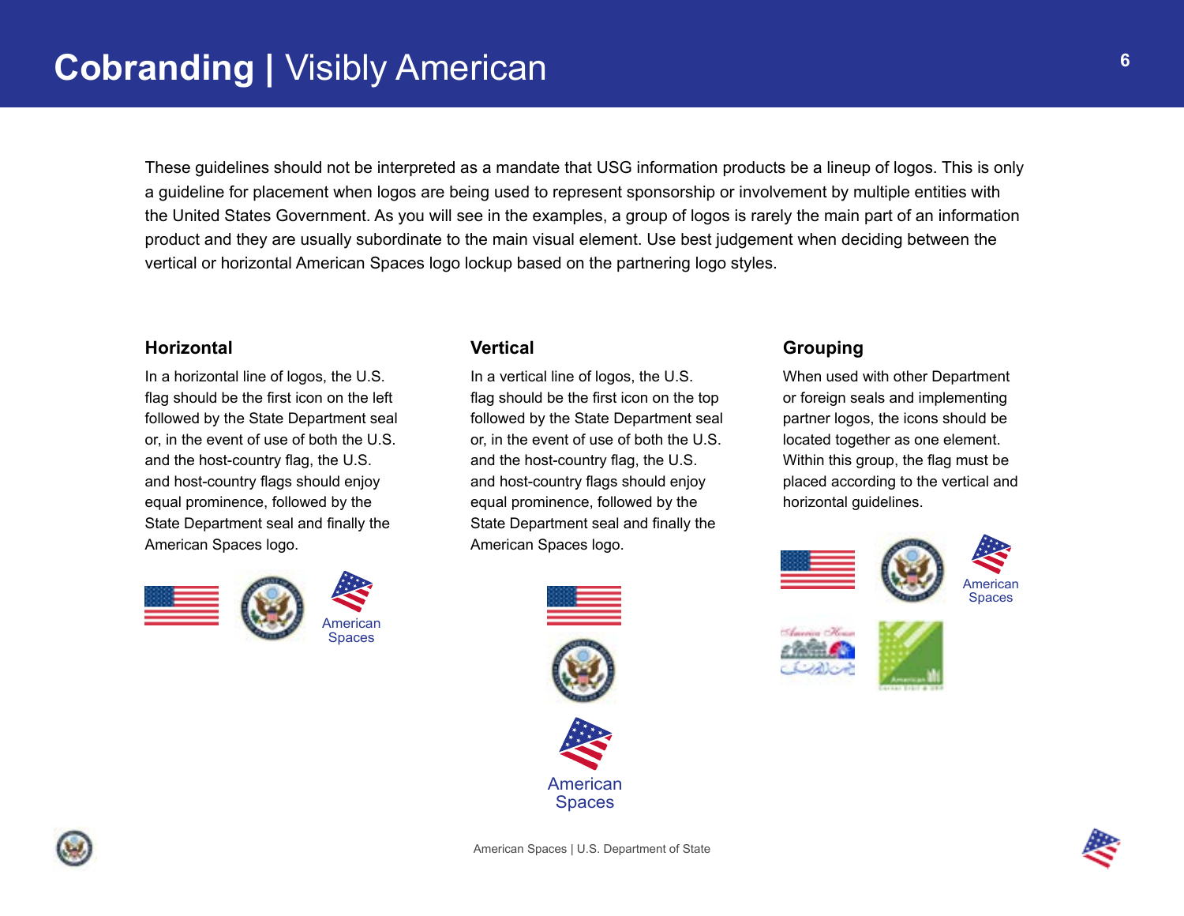# Cobranding | Visibly American

These guidelines should not be interpreted as a mandate that USG information products be a lineup of logos. This is only a guideline for placement when logos are being used to represent sponsorship or involvement by multiple entities with the United States Government. As you will see in the examples, a group of logos is rarely the main part of an information product and they are usually subordinate to the main visual element. Use best judgement when deciding between the vertical or horizontal American Spaces logo lockup based on the partnering logo styles.

## Horizontal

In a horizontal line of logos, the U.S. flag should be the first icon on the left followed by the State Department seal or, in the event of use of both the U.S. and the host-country flag, the U.S. and host-country flags should enjoy equal prominence, followed by the State Department seal and finally the American Spaces logo.

American Spaces

## Vertical

In a vertical line of logos, the U.S. flag should be the first icon on the top followed by the State Department seal or, in the event of use of both the U.S. and the host-country flag, the U.S. and host-country flags should enjoy equal prominence, followed by the State Department seal and finally the American Spaces logo.

American Spaces

## Grouping

When used with other Department or foreign seals and implementing partner logos, the icons should be located together as one element. Within this group, the flag must be placed according to the vertical and horizontal guidelines.

American Spaces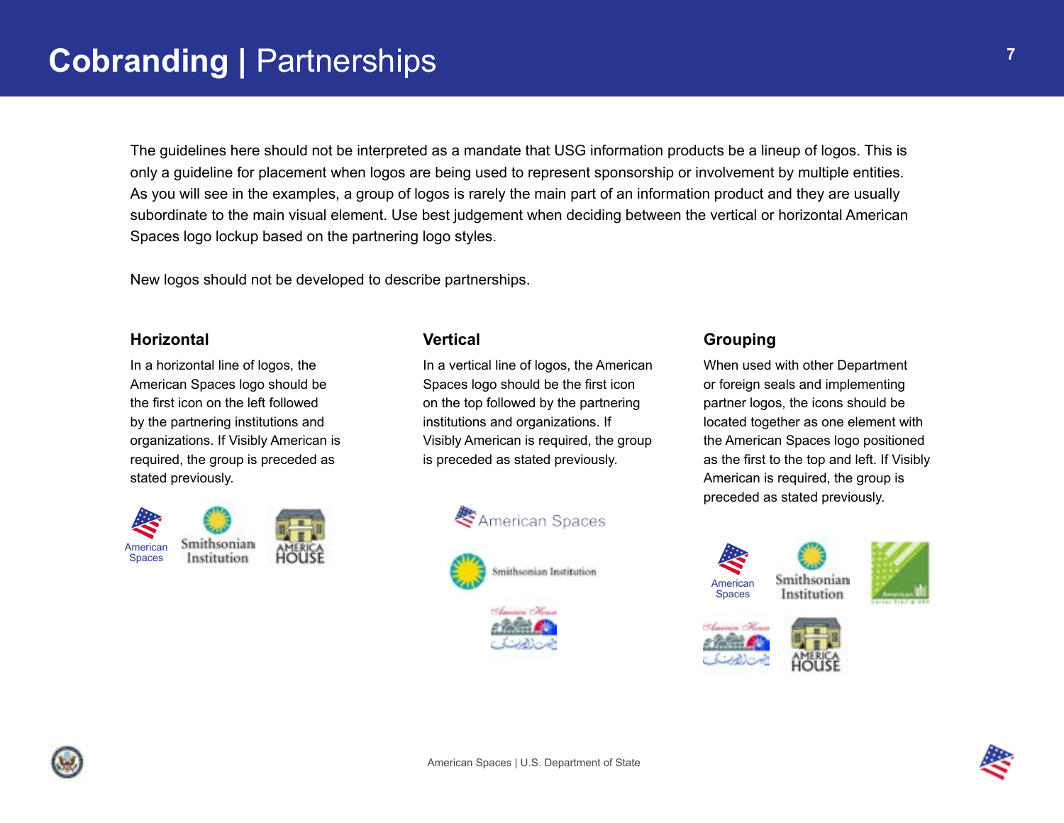# Cobranding | Partnerships

The guidelines here should not be interpreted as a mandate that USG information products be a lineup of logos. This is only a guideline for placement when logos are being used to represent sponsorship or involvement by multiple entities. As you will see in the examples, a group of logos is rarely the main part of an information product and they are usually subordinate to the main visual element. Use best judgement when deciding between the vertical or horizontal American Spaces logo lockup based on the partnering logo styles.

New logos should not be developed to describe partnerships.

## Horizontal

In a horizontal line of logos, the American Spaces logo should be the first icon on the left followed by the partnering institutions and organizations. If Visibly American is required, the group is preceded as stated previously.

## Vertical

In a vertical line of logos, the American Spaces logo should be the first icon on the top followed by the partnering institutions and organizations. If Visibly American is required, the group is preceded as stated previously.

## Grouping

When used with other Department or foreign seals and implementing partner logos, the icons should be located together as one element with the American Spaces logo positioned as the first to the top and left. If Visibly American is required, the group is preceded as stated previously.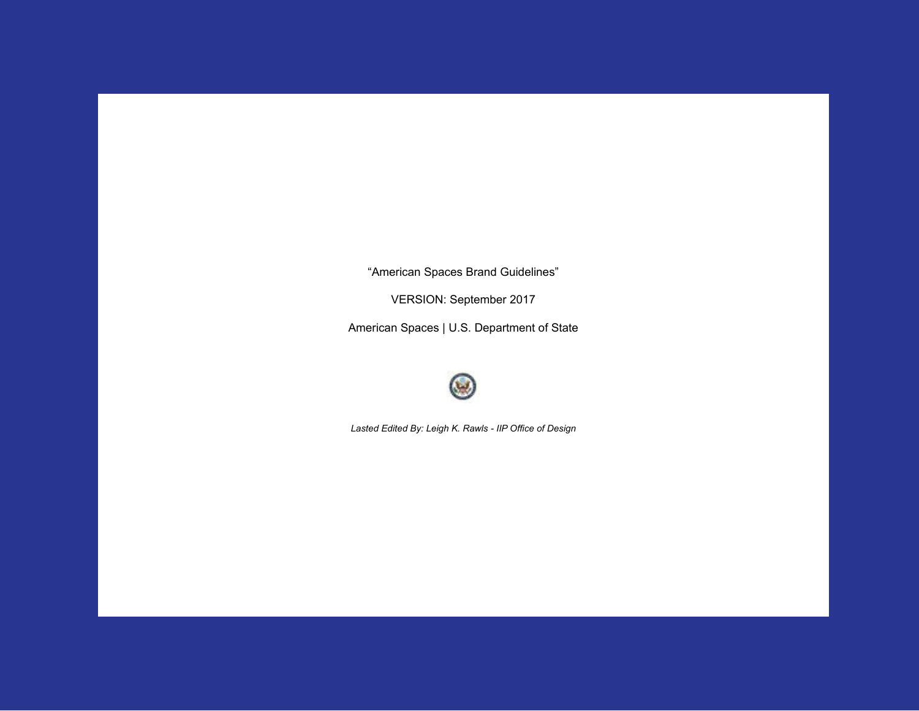“American Spaces Brand Guidelines”

VERSION: September 2017

American Spaces | U.S. Department of State

*Lasted Edited By: Leigh K. Rawls - IIP Office of Design*